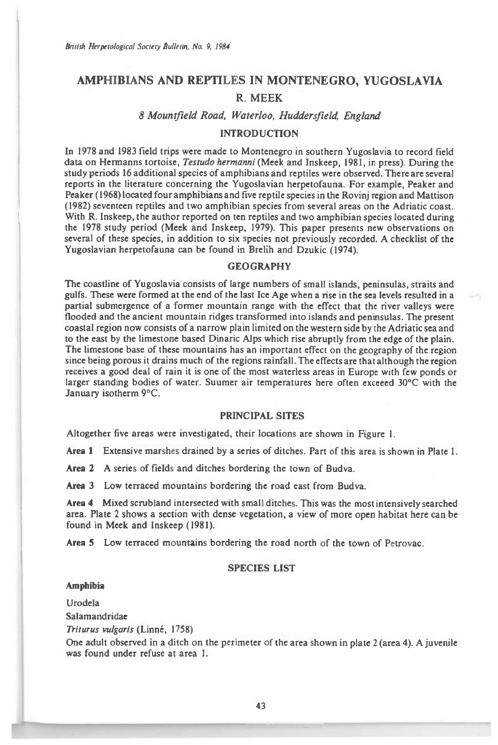# AMPHIBIANS AND REPTILES IN MONTENEGRO, YUGOSLAVIA

## R. MEEK

*8 Mountfield Road, Waterloo, Huddersfield, England*

## INTRODUCTION

In 1978 and 1983 field trips were made to Montenegro in southern Yugoslavia to record field data on Hermanns tortoise, *Testudo hermanni* (Meek and Inskeep, 1981, in press). During the study periods 16 additional species of amphibians and reptiles were observed. There are several reports in the literature concerning the Yugoslavian herpetofauna. For example, Peaker and Peaker (1968) located four amphibians and five reptile species in the Rovinj region and Mattison (1982) seventeen reptiles and two amphibian species from several areas on the Adriatic coast. With R. Inskeep, the author reported on ten reptiles and two amphibian species located during the 1978 study period (Meek and Inskeep, 1979). This paper presents new observations on several of these species, in addition to six species not previously recorded. A checklist of the Yugoslavian herpetofauna can be found in Brelih and Dzukic (1974).

## GEOGRAPHY

The coastline of Yugoslavia consists of large numbers of small islands, peninsulas, straits and gulfs. These were formed at the end of the last Ice Age when a rise in the sea levels resulted in a partial submergence of a former mountain range with the effect that the river valleys were flooded and the ancient mountain ridges transformed into islands and peninsulas. The present coastal region now consists of a narrow plain limited on the western side by the Adriatic sea and to the east by the limestone based Dinaric Alps which rise abruptly from the edge of the plain. The limestone base of these mountains has an important effect on the geography of the region since being porous it drains much of the regions rainfall. The effects are that although the region receives a good deal of rain it is one of the most waterless areas in Europe with few ponds or larger standing bodies of water. Suumer air temperatures here often exceeed 30°C with the January isotherm 9°C.

## PRINCIPAL SITES

Altogether five areas were investigated, their locations are shown in Figure 1.

**Area 1** Extensive marshes drained by a series of ditches. Part of this area is shown in Plate 1.

**Area 2** A series of fields and ditches bordering the town of Budva.

**Area 3** Low terraced mountains bordering the road east from Budva.

**Area 4** Mixed scrubland intersected with small ditches. This was the most intensively searched area. Plate 2 shows a section with dense vegetation, a view of more open habitat here can be found in Meek and Inskeep (1981).

**Area 5** Low terraced mountains bordering the road north of the town of Petrovac.

## SPECIES LIST

**Amphibia**

Urodela

Salamandridae

*Triturus vulgaris* (Linné, 1758)

One adult observed in a ditch on the perimeter of the area shown in plate 2 (area 4). A juvenile was found under refuse at area 1.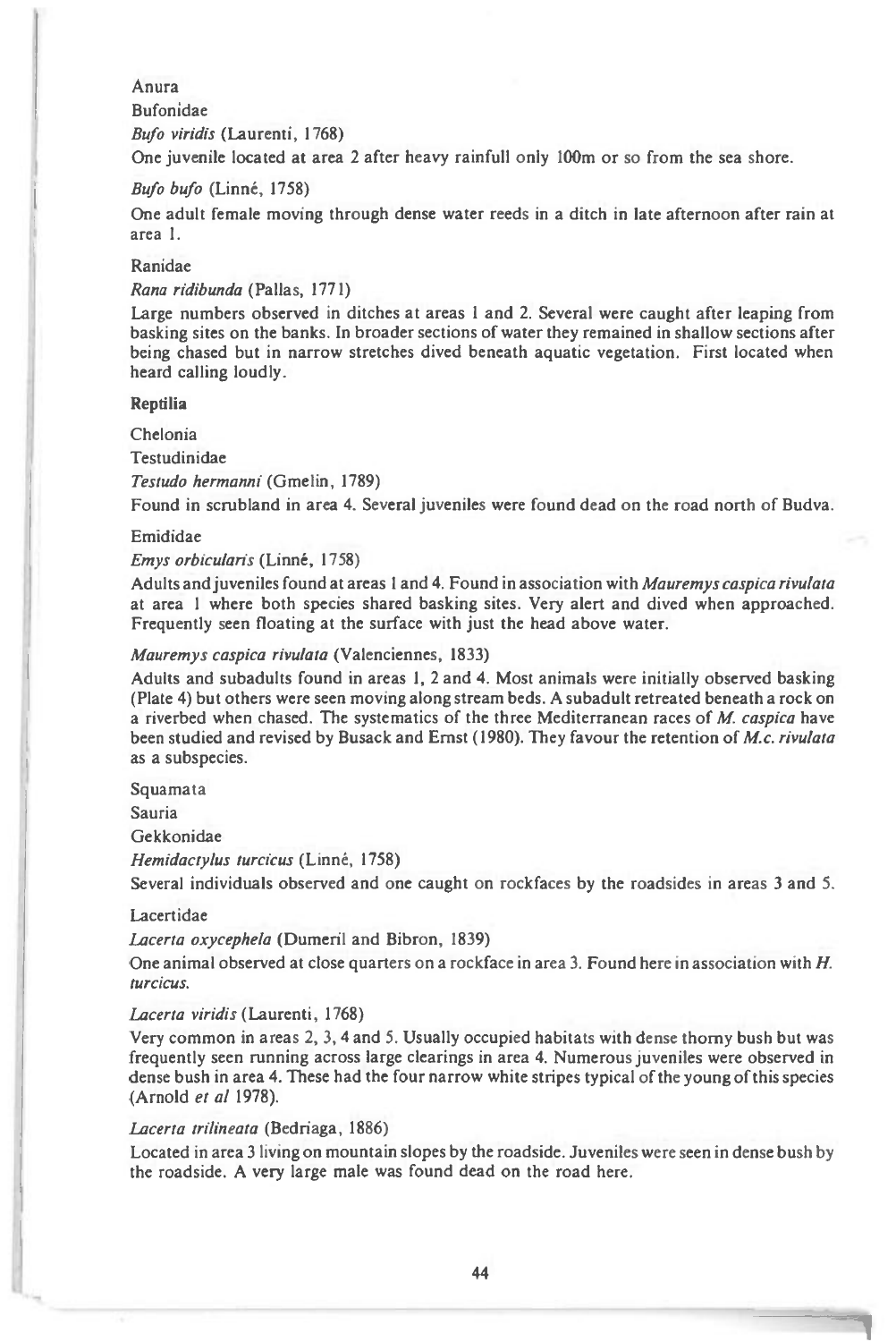Anura

Bufonidae

*Bufo viridis* (Laurenti, 1768)

One juvenile located at area 2 after heavy rainfull only 100m or so from the sea shore.

*Bufo bufo* (Linné, 1758)

One adult female moving through dense water reeds in a ditch in late afternoon after rain at area 1.

Ranidae

*Rana ridibunda* (Pallas, 1771)

Large numbers observed in ditches at areas 1 and 2. Several were caught after leaping from basking sites on the banks. In broader sections of water they remained in shallow sections after being chased but in narrow stretches dived beneath aquatic vegetation. First located when heard calling loudly.

**Reptilia**

Chelonia

Testudinidae

*Testudo hermanni* (Gmelin, 1789)

Found in scrubland in area 4. Several juveniles were found dead on the road north of Budva.

Emididae

*Emys orbicularis* (Linné, 1758)

Adults and juveniles found at areas 1 and 4. Found in association with *Mauremys caspica rivulata* at area 1 where both species shared basking sites. Very alert and dived when approached. Frequently seen floating at the surface with just the head above water.

*Mauremys caspica rivulata* (Valenciennes, 1833)

Adults and subadults found in areas 1, 2 and 4. Most animals were initially observed basking (Plate 4) but others were seen moving along stream beds. A subadult retreated beneath a rock on a riverbed when chased. The systematics of the three Mediterranean races of *M. caspica* have been studied and revised by Busack and Ernst (1980). They favour the retention of *M.c. rivulata* as a subspecies.

Squamata

Sauria

Gekkonidae

*Hemidactylus turcicus* (Linné, 1758)

Several individuals observed and one caught on rockfaces by the roadsides in areas 3 and 5.

Lacertidae

*Lacerta oxycephela* (Dumeril and Bibron, 1839)

One animal observed at close quarters on a rockface in area 3. Found here in association with *H. turcicus*.

*Lacerta viridis* (Laurenti, 1768)

Very common in areas 2, 3, 4 and 5. Usually occupied habitats with dense thorny bush but was frequently seen running across large clearings in area 4. Numerous juveniles were observed in dense bush in area 4. These had the four narrow white stripes typical of the young of this species (Arnold *et al* 1978).

*Lacerta trilineata* (Bedriaga, 1886)

Located in area 3 living on mountain slopes by the roadside. Juveniles were seen in dense bush by the roadside. A very large male was found dead on the road here.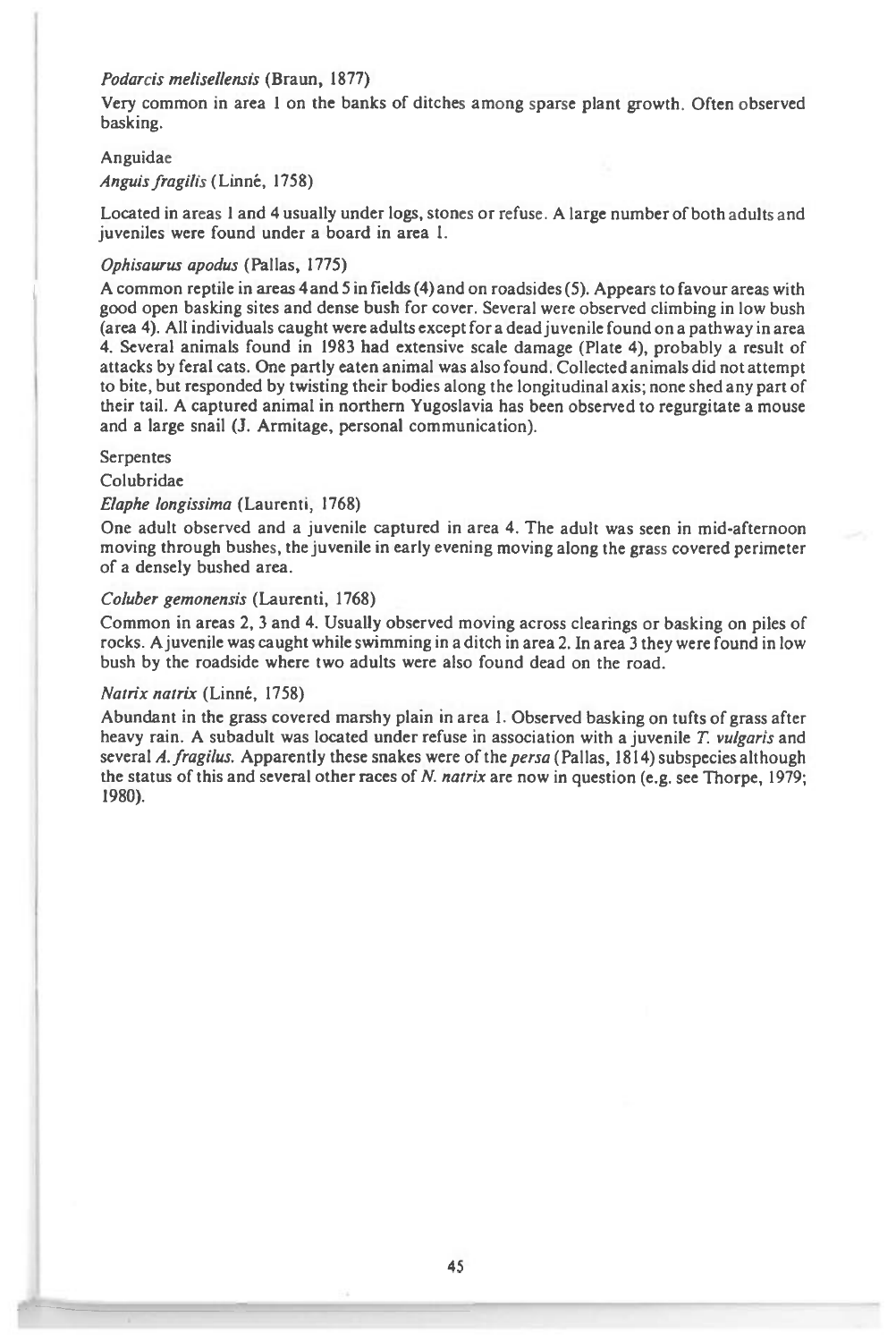*Podarcis melisellensis* (Braun, 1877)

Very common in area 1 on the banks of ditches among sparse plant growth. Often observed basking.

Anguidae

*Anguis fragilis* (Linné, 1758)

Located in areas 1 and 4 usually under logs, stones or refuse. A large number of both adults and juveniles were found under a board in area 1.

*Ophisaurus apodus* (Pallas, 1775)

A common reptile in areas 4 and 5 in fields (4) and on roadsides (5). Appears to favour areas with good open basking sites and dense bush for cover. Several were observed climbing in low bush (area 4). All individuals caught were adults except for a dead juvenile found on a pathway in area 4. Several animals found in 1983 had extensive scale damage (Plate 4), probably a result of attacks by feral cats. One partly eaten animal was also found. Collected animals did not attempt to bite, but responded by twisting their bodies along the longitudinal axis; none shed any part of their tail. A captured animal in northern Yugoslavia has been observed to regurgitate a mouse and a large snail (J. Armitage, personal communication).

Serpentes

Colubridae

*Elaphe longissima* (Laurenti, 1768)

One adult observed and a juvenile captured in area 4. The adult was seen in mid-afternoon moving through bushes, the juvenile in early evening moving along the grass covered perimeter of a densely bushed area.

*Coluber gemonensis* (Laurenti, 1768)

Common in areas 2, 3 and 4. Usually observed moving across clearings or basking on piles of rocks. A juvenile was caught while swimming in a ditch in area 2. In area 3 they were found in low bush by the roadside where two adults were also found dead on the road.

*Natrix natrix* (Linné, 1758)

Abundant in the grass covered marshy plain in area 1. Observed basking on tufts of grass after heavy rain. A subadult was located under refuse in association with a juvenile *T. vulgaris* and several *A. fragilus.* Apparently these snakes were of the *persa* (Pallas, 1814) subspecies although the status of this and several other races of *N. natrix* are now in question (e.g. see Thorpe, 1979; 1980).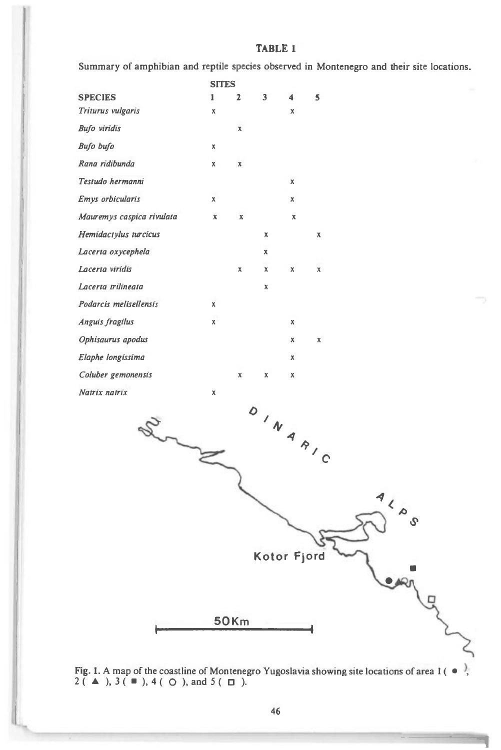**TABLE 1**

Summary of amphibian and reptile species observed in Montenegro and their site locations.

| SPECIES | SITES 1 | 2 | 3 | 4 | 5 |
|---|---|---|---|---|---|
| *Triturus vulgaris* | x | | | x | |
| *Bufo viridis* | | x | | | |
| *Bufo bufo* | x | | | | |
| *Rana ridibunda* | x | x | | | |
| *Testudo hermanni* | | | | x | |
| *Emys orbicularis* | x | | | x | |
| *Mauremys caspica rivulata* | x | x | | x | |
| *Hemidactylus turcicus* | | | x | | x |
| *Lacerta oxycephela* | | | x | | |
| *Lacerta viridis* | | x | x | x | x |
| *Lacerta trilineata* | | | x | | |
| *Podarcis melisellensis* | x | | | | |
| *Anguis fragilus* | x | | | x | |
| *Ophisaurus apodus* | | | | x | x |
| *Elaphe longissima* | | | | x | |
| *Coluber gemonensis* | | x | x | x | |
| *Natrix natrix* | x | | | | |

Fig. 1. A map of the coastline of Montenegro Yugoslavia showing site locations of area 1 ( ● ), 2 ( ▲ ), 3 ( ■ ), 4 ( ○ ), and 5 ( □ ).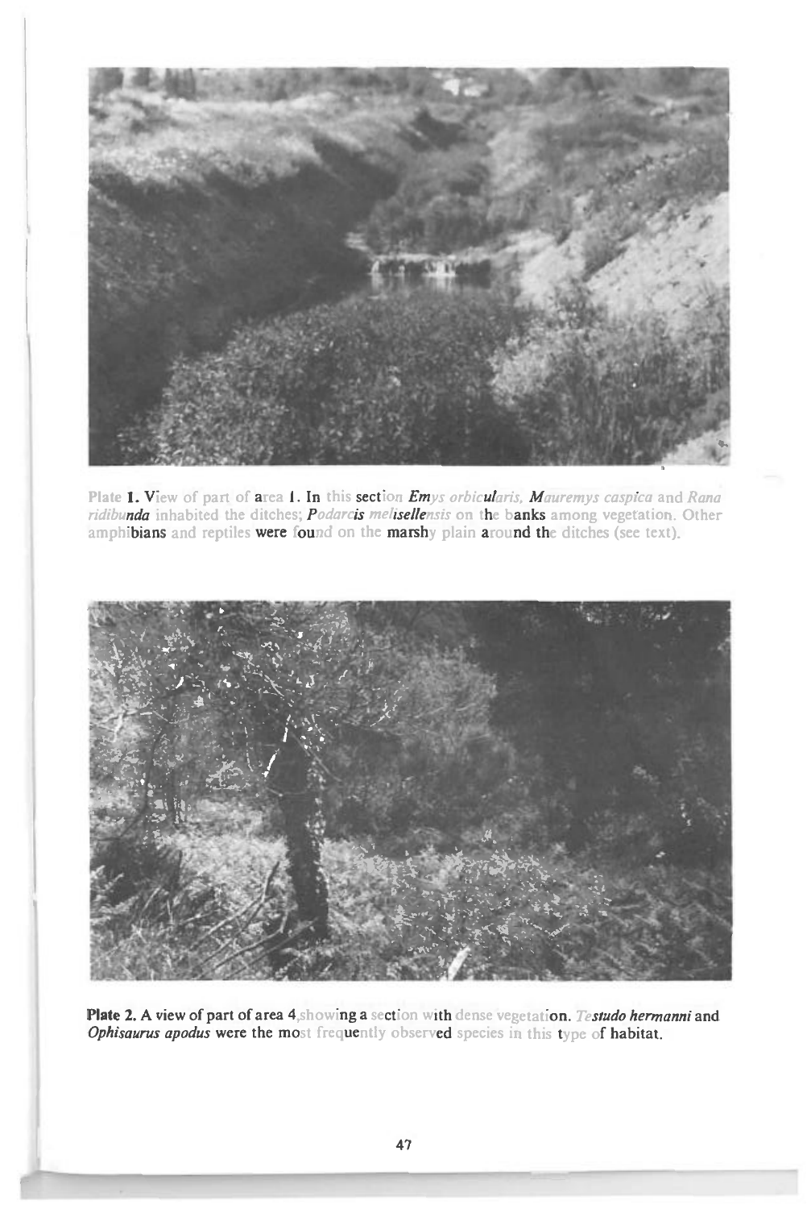**Plate 1.** View of part of area 1. In this section *Emys orbicularis*, *Mauremys caspica* and *Rana ridibunda* inhabited the ditches; *Podarcis melisellensis* on the banks among vegetation. Other amphibians and reptiles were found on the marshy plain around the ditches (see text).

**Plate 2.** A view of part of area 4, showing a section with dense vegetation. *Testudo hermanni* and *Ophisaurus apodus* were the most frequently observed species in this type of habitat.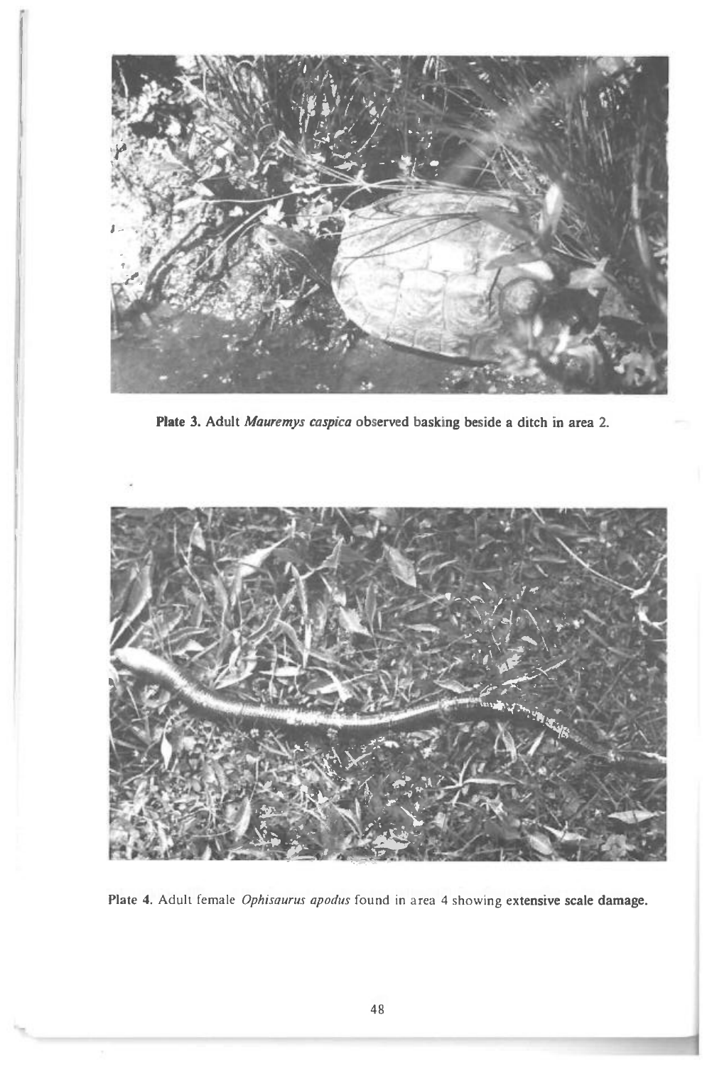**Plate 3.** Adult *Mauremys caspica* observed basking beside a ditch in area 2.

**Plate 4.** Adult female *Ophisaurus apodus* found in area 4 showing **extensive scale damage.**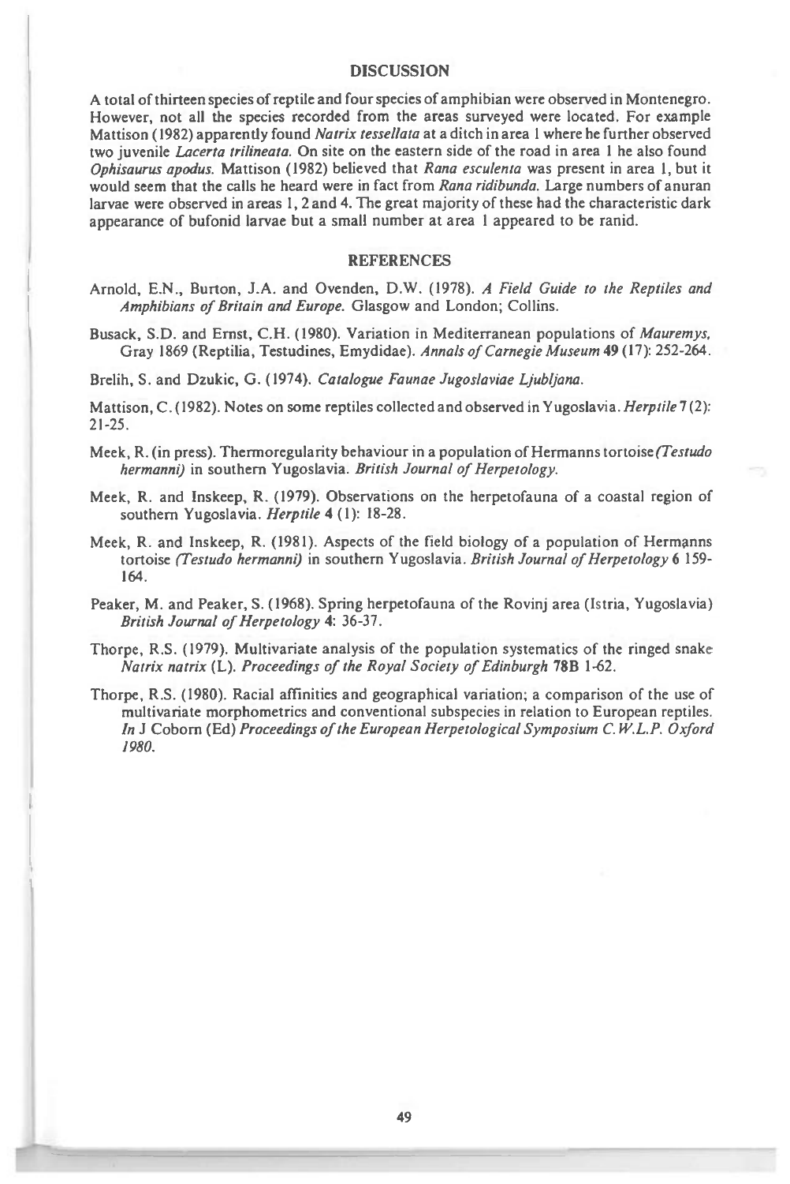## DISCUSSION

A total of thirteen species of reptile and four species of amphibian were observed in Montenegro. However, not all the species recorded from the areas surveyed were located. For example Mattison (1982) apparently found *Natrix tessellata* at a ditch in area 1 where he further observed two juvenile *Lacerta trilineata*. On site on the eastern side of the road in area 1 he also found *Ophisaurus apodus*. Mattison (1982) believed that *Rana esculenta* was present in area 1, but it would seem that the calls he heard were in fact from *Rana ridibunda*. Large numbers of anuran larvae were observed in areas 1, 2 and 4. The great majority of these had the characteristic dark appearance of bufonid larvae but a small number at area 1 appeared to be ranid.

## REFERENCES

Arnold, E.N., Burton, J.A. and Ovenden, D.W. (1978). *A Field Guide to the Reptiles and Amphibians of Britain and Europe.* Glasgow and London; Collins.

Busack, S.D. and Ernst, C.H. (1980). Variation in Mediterranean populations of *Mauremys*, Gray 1869 (Reptilia, Testudines, Emydidae). *Annals of Carnegie Museum* **49** (17): 252-264.

Brelih, S. and Dzukic, G. (1974). *Catalogue Faunae Jugoslaviae Ljubljana.*

Mattison, C. (1982). Notes on some reptiles collected and observed in Yugoslavia. *Herptile* 7 (2): 21-25.

Meek, R. (in press). Thermoregularity behaviour in a population of Hermanns tortoise *(Testudo hermanni)* in southern Yugoslavia. *British Journal of Herpetology.*

Meek, R. and Inskeep, R. (1979). Observations on the herpetofauna of a coastal region of southern Yugoslavia. *Herptile* **4** (1): 18-28.

Meek, R. and Inskeep, R. (1981). Aspects of the field biology of a population of Hermanns tortoise *(Testudo hermanni)* in southern Yugoslavia. *British Journal of Herpetology* **6** 159-164.

Peaker, M. and Peaker, S. (1968). Spring herpetofauna of the Rovinj area (Istria, Yugoslavia) *British Journal of Herpetology* **4**: 36-37.

Thorpe, R.S. (1979). Multivariate analysis of the population systematics of the ringed snake *Natrix natrix* (L). *Proceedings of the Royal Society of Edinburgh* **78B** 1-62.

Thorpe, R.S. (1980). Racial affinities and geographical variation; a comparison of the use of multivariate morphometrics and conventional subspecies in relation to European reptiles. *In* J Coborn (Ed) *Proceedings of the European Herpetological Symposium C.W.L.P. Oxford 1980.*